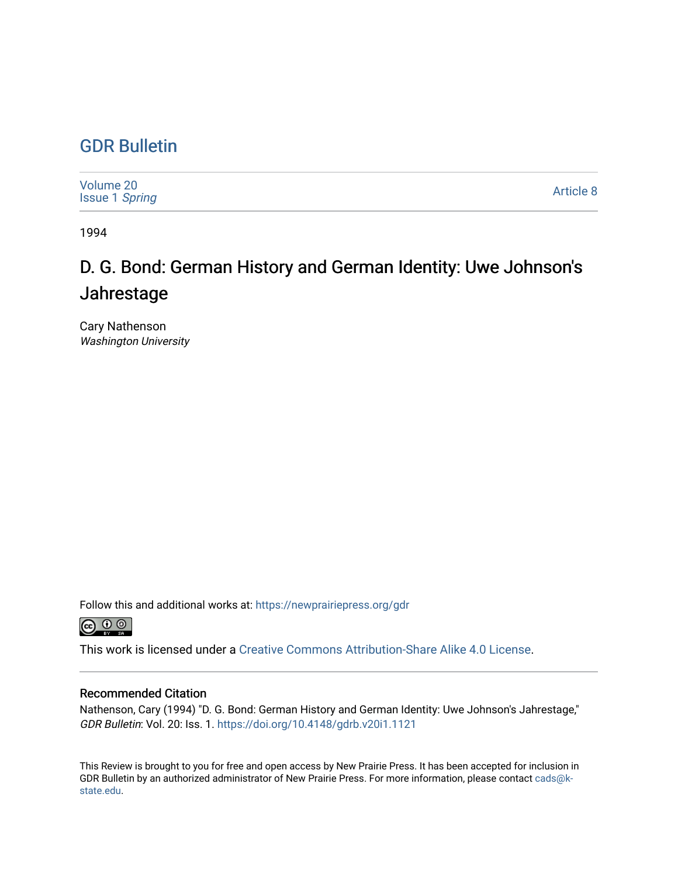# GDR Bulletin

Volume 20
Issue 1 *Spring*

Article 8

1994

## D. G. Bond: German History and German Identity: Uwe Johnson's Jahrestage

Cary Nathenson
*Washington University*

Follow this and additional works at: https://newprairiepress.org/gdr

This work is licensed under a Creative Commons Attribution-Share Alike 4.0 License.

### Recommended Citation

Nathenson, Cary (1994) "D. G. Bond: German History and German Identity: Uwe Johnson's Jahrestage," *GDR Bulletin*: Vol. 20: Iss. 1. https://doi.org/10.4148/gdrb.v20i1.1121

This Review is brought to you for free and open access by New Prairie Press. It has been accepted for inclusion in GDR Bulletin by an authorized administrator of New Prairie Press. For more information, please contact cads@k-state.edu.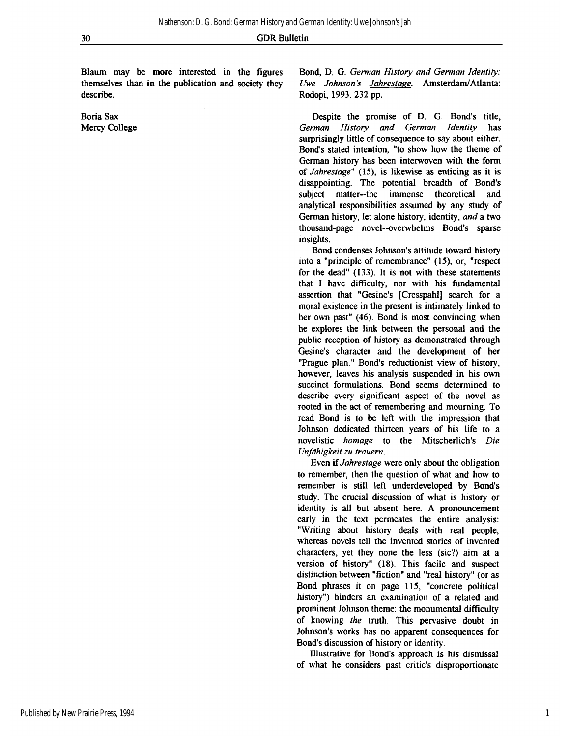Blaum may be more interested in the figures themselves than in the publication and society they describe.

Boria Sax
Mercy College

Bond, D. G. *German History and German Identity: Uwe Johnson's Jahrestage*. Amsterdam/Atlanta: Rodopi, 1993. 232 pp.

Despite the promise of D. G. Bond's title, *German History and German Identity* has surprisingly little of consequence to say about either. Bond's stated intention, "to show how the theme of German history has been interwoven with the form of *Jahrestage*" (15), is likewise as enticing as it is disappointing. The potential breadth of Bond's subject matter--the immense theoretical and analytical responsibilities assumed by any study of German history, let alone history, identity, *and* a two thousand-page novel--overwhelms Bond's sparse insights.

Bond condenses Johnson's attitude toward history into a "principle of remembrance" (15), or, "respect for the dead" (133). It is not with these statements that I have difficulty, nor with his fundamental assertion that "Gesine's [Cresspahl] search for a moral existence in the present is intimately linked to her own past" (46). Bond is most convincing when he explores the link between the personal and the public reception of history as demonstrated through Gesine's character and the development of her "Prague plan." Bond's reductionist view of history, however, leaves his analysis suspended in his own succinct formulations. Bond seems determined to describe every significant aspect of the novel as rooted in the act of remembering and mourning. To read Bond is to be left with the impression that Johnson dedicated thirteen years of his life to a novelistic *homage* to the Mitscherlich's *Die Unfähigkeit zu trauern*.

Even if *Jahrestage* were only about the obligation to remember, then the question of what and how to remember is still left underdeveloped by Bond's study. The crucial discussion of what is history or identity is all but absent here. A pronouncement early in the text permeates the entire analysis: "Writing about history deals with real people, whereas novels tell the invented stories of invented characters, yet they none the less (sic?) aim at a version of history" (18). This facile and suspect distinction between "fiction" and "real history" (or as Bond phrases it on page 115, "concrete political history") hinders an examination of a related and prominent Johnson theme: the monumental difficulty of knowing *the* truth. This pervasive doubt in Johnson's works has no apparent consequences for Bond's discussion of history or identity.

Illustrative for Bond's approach is his dismissal of what he considers past critic's disproportionate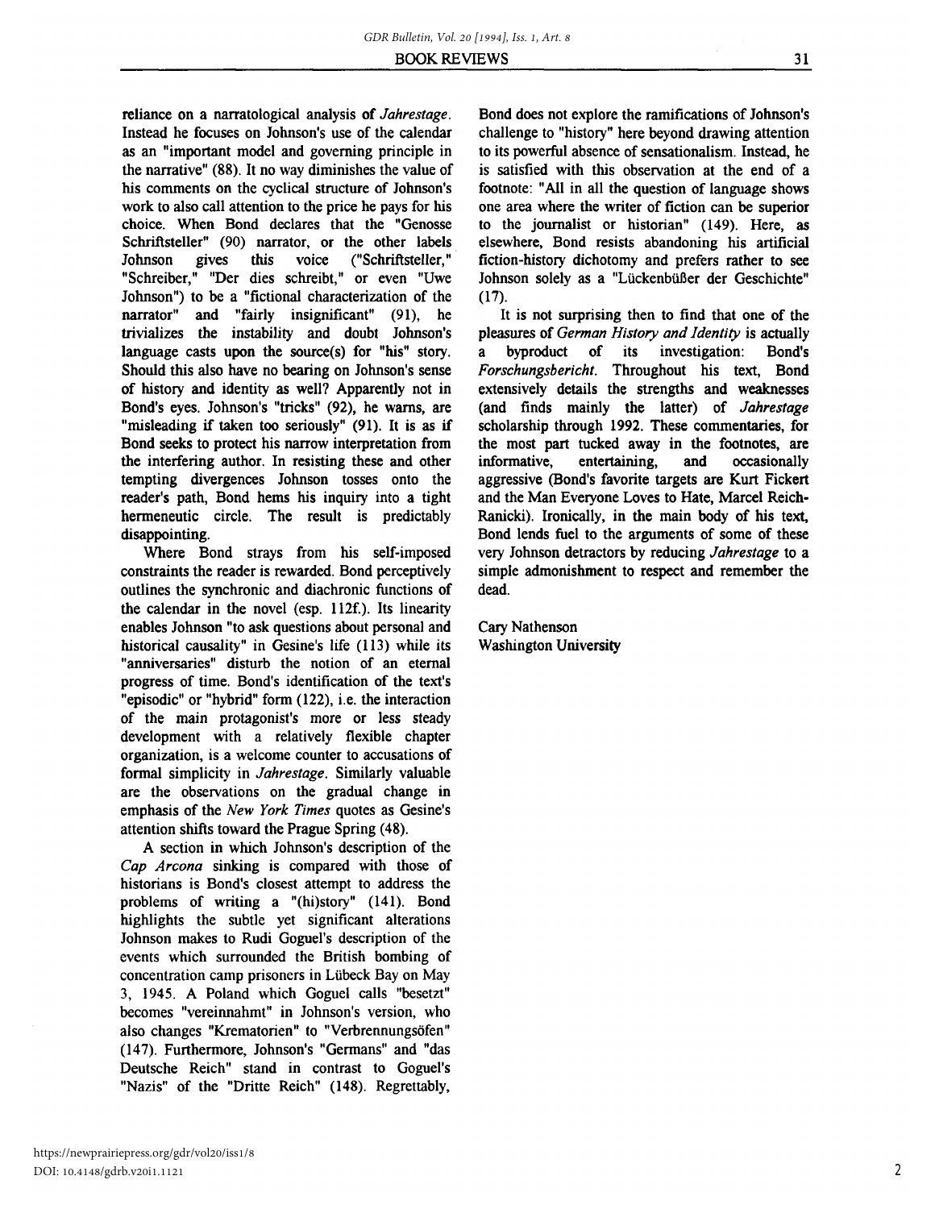reliance on a narratological analysis of *Jahrestage*. Instead he focuses on Johnson's use of the calendar as an "important model and governing principle in the narrative" (88). It no way diminishes the value of his comments on the cyclical structure of Johnson's work to also call attention to the price he pays for his choice. When Bond declares that the "Genosse Schriftsteller" (90) narrator, or the other labels Johnson gives this voice ("Schriftsteller," "Schreiber," "Der dies schreibt," or even "Uwe Johnson") to be a "fictional characterization of the narrator" and "fairly insignificant" (91), he trivializes the instability and doubt Johnson's language casts upon the source(s) for "his" story. Should this also have no bearing on Johnson's sense of history and identity as well? Apparently not in Bond's eyes. Johnson's "tricks" (92), he warns, are "misleading if taken too seriously" (91). It is as if Bond seeks to protect his narrow interpretation from the interfering author. In resisting these and other tempting divergences Johnson tosses onto the reader's path, Bond hems his inquiry into a tight hermeneutic circle. The result is predictably disappointing.

Where Bond strays from his self-imposed constraints the reader is rewarded. Bond perceptively outlines the synchronic and diachronic functions of the calendar in the novel (esp. 112f.). Its linearity enables Johnson "to ask questions about personal and historical causality" in Gesine's life (113) while its "anniversaries" disturb the notion of an eternal progress of time. Bond's identification of the text's "episodic" or "hybrid" form (122), i.e. the interaction of the main protagonist's more or less steady development with a relatively flexible chapter organization, is a welcome counter to accusations of formal simplicity in *Jahrestage*. Similarly valuable are the observations on the gradual change in emphasis of the *New York Times* quotes as Gesine's attention shifts toward the Prague Spring (48).

A section in which Johnson's description of the *Cap Arcona* sinking is compared with those of historians is Bond's closest attempt to address the problems of writing a "(hi)story" (141). Bond highlights the subtle yet significant alterations Johnson makes to Rudi Goguel's description of the events which surrounded the British bombing of concentration camp prisoners in Lübeck Bay on May 3, 1945. A Poland which Goguel calls "besetzt" becomes "vereinnahmt" in Johnson's version, who also changes "Krematorien" to "Verbrennungsöfen" (147). Furthermore, Johnson's "Germans" and "das Deutsche Reich" stand in contrast to Goguel's "Nazis" of the "Dritte Reich" (148). Regrettably, Bond does not explore the ramifications of Johnson's challenge to "history" here beyond drawing attention to its powerful absence of sensationalism. Instead, he is satisfied with this observation at the end of a footnote: "All in all the question of language shows one area where the writer of fiction can be superior to the journalist or historian" (149). Here, as elsewhere, Bond resists abandoning his artificial fiction-history dichotomy and prefers rather to see Johnson solely as a "Lückenbüßer der Geschichte" (17).

It is not surprising then to find that one of the pleasures of *German History and Identity* is actually a byproduct of its investigation: Bond's *Forschungsbericht*. Throughout his text, Bond extensively details the strengths and weaknesses (and finds mainly the latter) of *Jahrestage* scholarship through 1992. These commentaries, for the most part tucked away in the footnotes, are informative, entertaining, and occasionally aggressive (Bond's favorite targets are Kurt Fickert and the Man Everyone Loves to Hate, Marcel Reich-Ranicki). Ironically, in the main body of his text, Bond lends fuel to the arguments of some of these very Johnson detractors by reducing *Jahrestage* to a simple admonishment to respect and remember the dead.

Cary Nathenson
Washington University